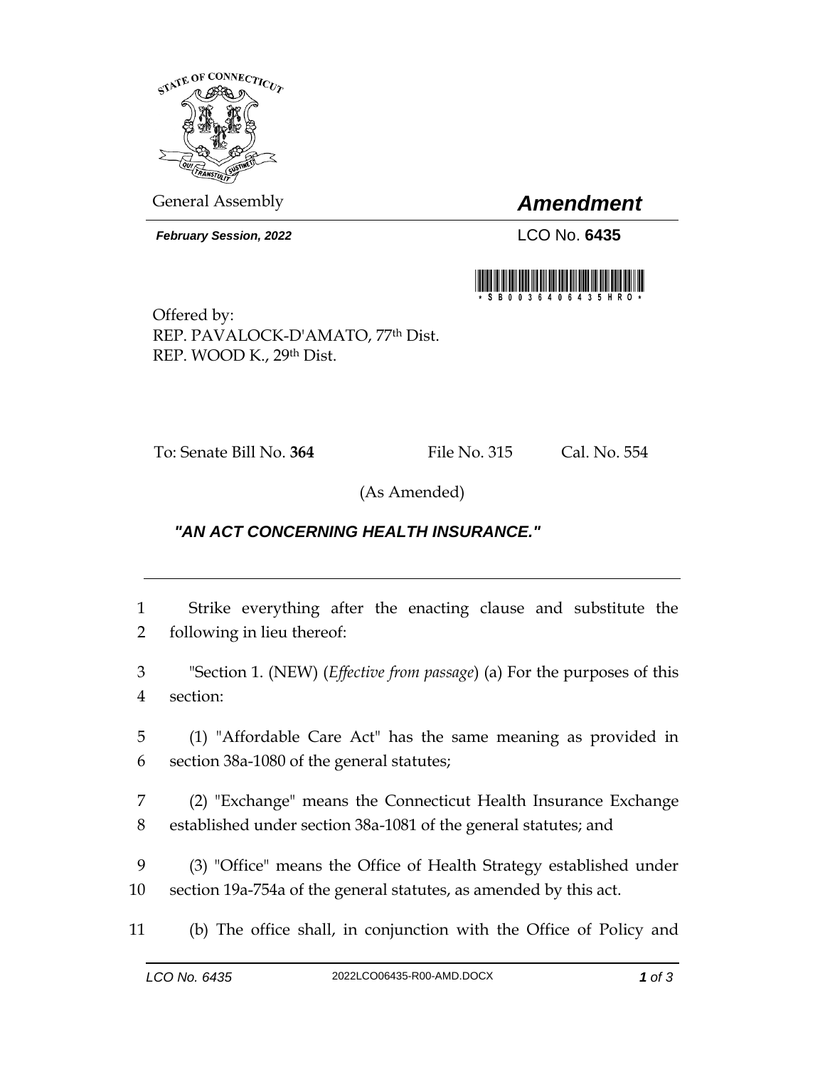General Assembly

# *Amendment*

***February Session, 2022***

LCO No. **6435**

Offered by:
REP. PAVALOCK-D'AMATO, 77th Dist.
REP. WOOD K., 29th Dist.

To: Senate Bill No. **364** File No. 315 Cal. No. 554

(As Amended)

***"AN ACT CONCERNING HEALTH INSURANCE."***

---

1 Strike everything after the enacting clause and substitute the
2 following in lieu thereof:

3 "Section 1. (NEW) (*Effective from passage*) (a) For the purposes of this
4 section:

5 (1) "Affordable Care Act" has the same meaning as provided in
6 section 38a-1080 of the general statutes;

7 (2) "Exchange" means the Connecticut Health Insurance Exchange
8 established under section 38a-1081 of the general statutes; and

9 (3) "Office" means the Office of Health Strategy established under
10 section 19a-754a of the general statutes, as amended by this act.

11 (b) The office shall, in conjunction with the Office of Policy and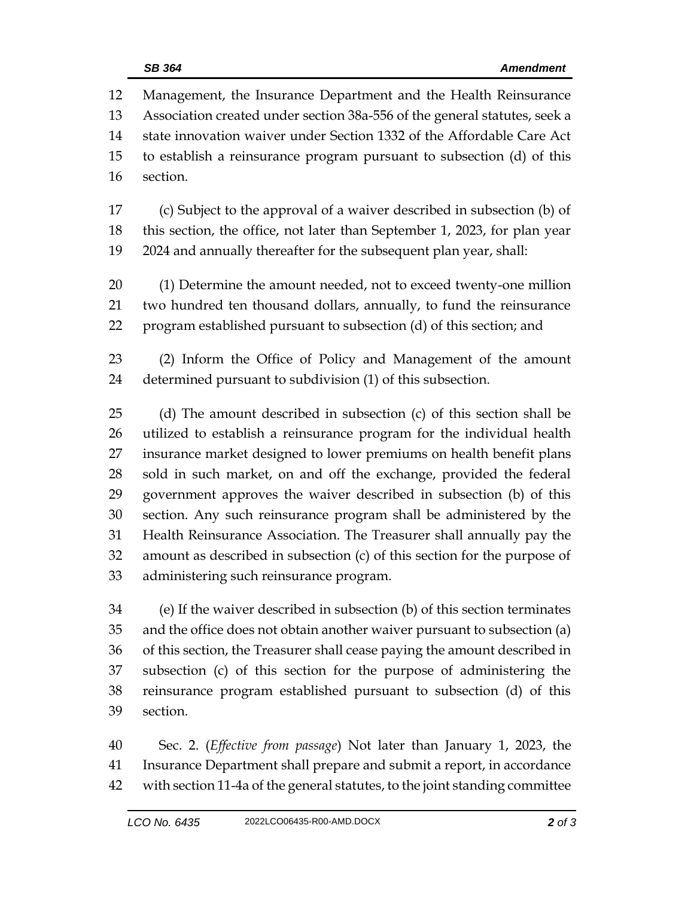Management, the Insurance Department and the Health Reinsurance Association created under section 38a-556 of the general statutes, seek a state innovation waiver under Section 1332 of the Affordable Care Act to establish a reinsurance program pursuant to subsection (d) of this section.

(c) Subject to the approval of a waiver described in subsection (b) of this section, the office, not later than September 1, 2023, for plan year 2024 and annually thereafter for the subsequent plan year, shall:

(1) Determine the amount needed, not to exceed twenty-one million two hundred ten thousand dollars, annually, to fund the reinsurance program established pursuant to subsection (d) of this section; and

(2) Inform the Office of Policy and Management of the amount determined pursuant to subdivision (1) of this subsection.

(d) The amount described in subsection (c) of this section shall be utilized to establish a reinsurance program for the individual health insurance market designed to lower premiums on health benefit plans sold in such market, on and off the exchange, provided the federal government approves the waiver described in subsection (b) of this section. Any such reinsurance program shall be administered by the Health Reinsurance Association. The Treasurer shall annually pay the amount as described in subsection (c) of this section for the purpose of administering such reinsurance program.

(e) If the waiver described in subsection (b) of this section terminates and the office does not obtain another waiver pursuant to subsection (a) of this section, the Treasurer shall cease paying the amount described in subsection (c) of this section for the purpose of administering the reinsurance program established pursuant to subsection (d) of this section.

Sec. 2. (*Effective from passage*) Not later than January 1, 2023, the Insurance Department shall prepare and submit a report, in accordance with section 11-4a of the general statutes, to the joint standing committee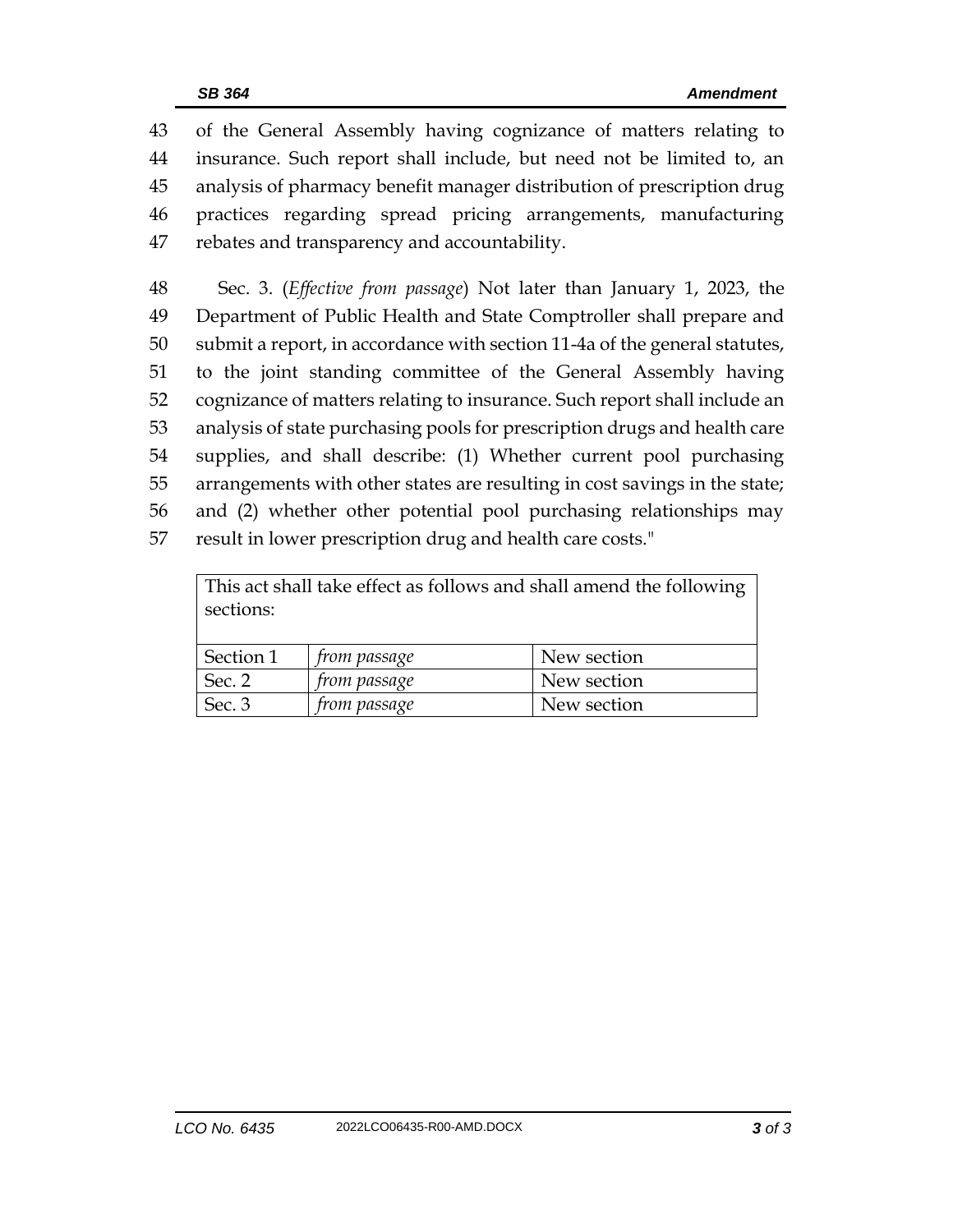of the General Assembly having cognizance of matters relating to insurance. Such report shall include, but need not be limited to, an analysis of pharmacy benefit manager distribution of prescription drug practices regarding spread pricing arrangements, manufacturing rebates and transparency and accountability.

Sec. 3. (*Effective from passage*) Not later than January 1, 2023, the Department of Public Health and State Comptroller shall prepare and submit a report, in accordance with section 11-4a of the general statutes, to the joint standing committee of the General Assembly having cognizance of matters relating to insurance. Such report shall include an analysis of state purchasing pools for prescription drugs and health care supplies, and shall describe: (1) Whether current pool purchasing arrangements with other states are resulting in cost savings in the state; and (2) whether other potential pool purchasing relationships may result in lower prescription drug and health care costs."

| This act shall take effect as follows and shall amend the following sections: | | |
|---|---|---|
| Section 1 | *from passage* | New section |
| Sec. 2 | *from passage* | New section |
| Sec. 3 | *from passage* | New section |